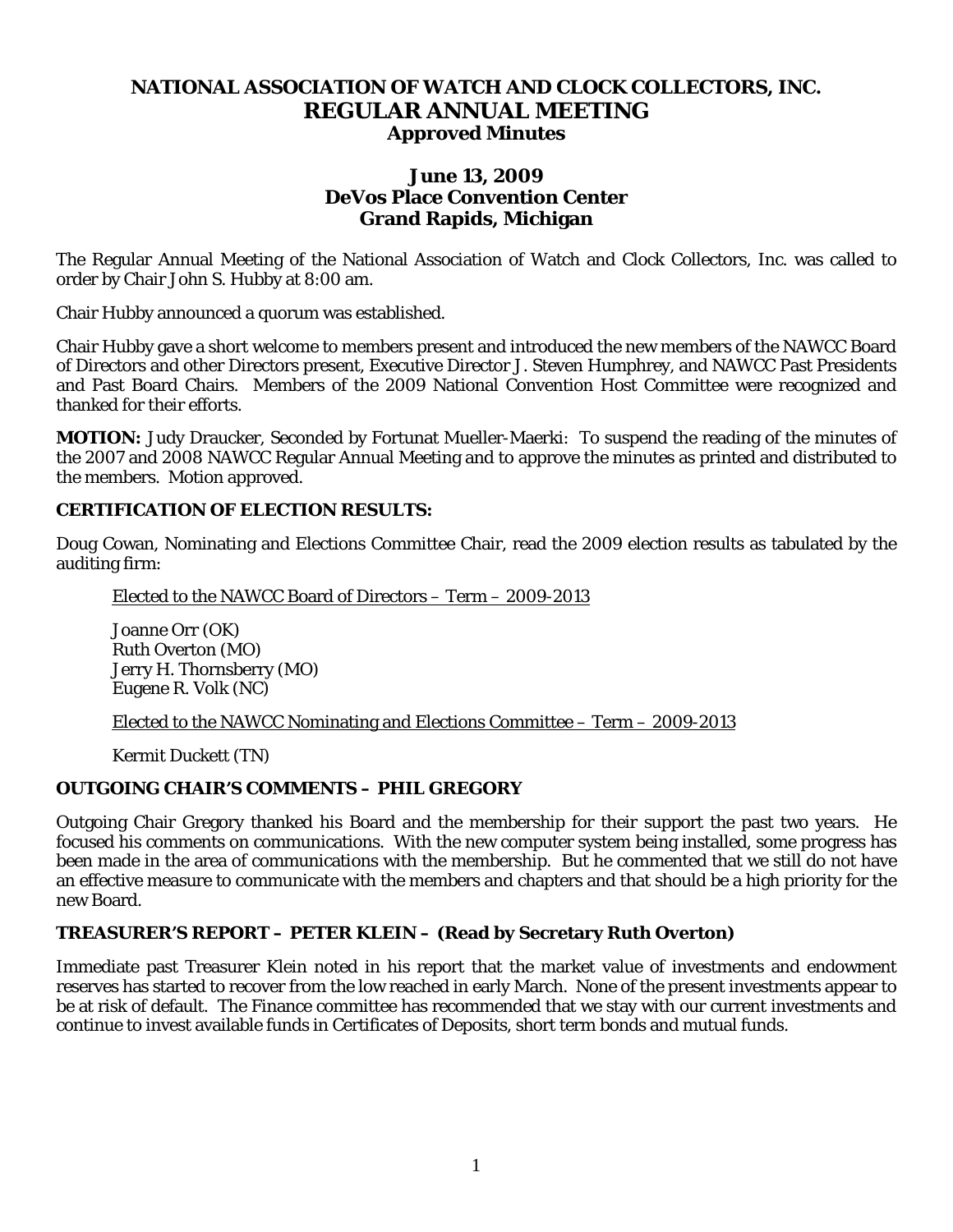# NATIONAL ASSOCIATION OF WATCH AND CLOCK COLLECTORS, INC.
## REGULAR ANNUAL MEETING
### Approved Minutes

### June 13, 2009
### DeVos Place Convention Center
### Grand Rapids, Michigan

The Regular Annual Meeting of the National Association of Watch and Clock Collectors, Inc. was called to order by Chair John S. Hubby at 8:00 am.

Chair Hubby announced a quorum was established.

Chair Hubby gave a short welcome to members present and introduced the new members of the NAWCC Board of Directors and other Directors present, Executive Director J. Steven Humphrey, and NAWCC Past Presidents and Past Board Chairs. Members of the 2009 National Convention Host Committee were recognized and thanked for their efforts.

**MOTION:** Judy Draucker, Seconded by Fortunat Mueller-Maerki: To suspend the reading of the minutes of the 2007 and 2008 NAWCC Regular Annual Meeting and to approve the minutes as printed and distributed to the members. Motion approved.

**CERTIFICATION OF ELECTION RESULTS:**

Doug Cowan, Nominating and Elections Committee Chair, read the 2009 election results as tabulated by the auditing firm:

Elected to the NAWCC Board of Directors – Term – 2009-2013

Joanne Orr (OK)
Ruth Overton (MO)
Jerry H. Thornsberry (MO)
Eugene R. Volk (NC)

Elected to the NAWCC Nominating and Elections Committee – Term – 2009-2013

Kermit Duckett (TN)

**OUTGOING CHAIR'S COMMENTS – PHIL GREGORY**

Outgoing Chair Gregory thanked his Board and the membership for their support the past two years. He focused his comments on communications. With the new computer system being installed, some progress has been made in the area of communications with the membership. But he commented that we still do not have an effective measure to communicate with the members and chapters and that should be a high priority for the new Board.

**TREASURER'S REPORT – PETER KLEIN – (Read by Secretary Ruth Overton)**

Immediate past Treasurer Klein noted in his report that the market value of investments and endowment reserves has started to recover from the low reached in early March. None of the present investments appear to be at risk of default. The Finance committee has recommended that we stay with our current investments and continue to invest available funds in Certificates of Deposits, short term bonds and mutual funds.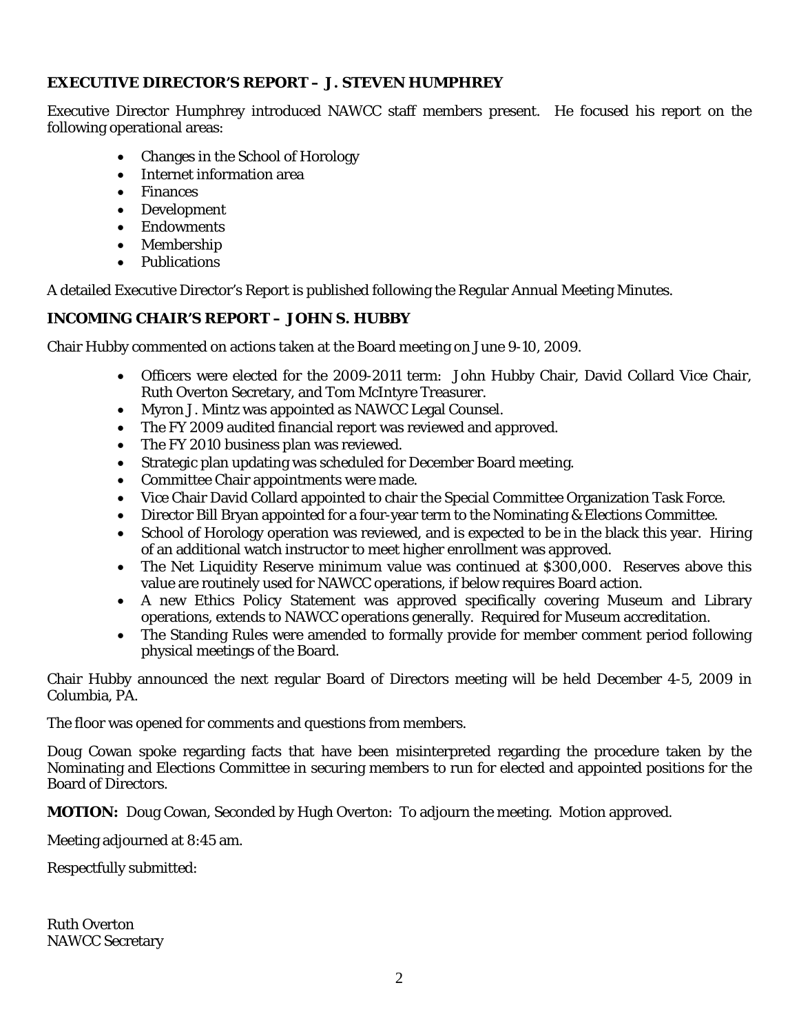**EXECUTIVE DIRECTOR'S REPORT – J. STEVEN HUMPHREY**

Executive Director Humphrey introduced NAWCC staff members present. He focused his report on the following operational areas:

- Changes in the School of Horology
- Internet information area
- Finances
- Development
- Endowments
- Membership
- Publications

A detailed Executive Director's Report is published following the Regular Annual Meeting Minutes.

**INCOMING CHAIR'S REPORT – JOHN S. HUBBY**

Chair Hubby commented on actions taken at the Board meeting on June 9-10, 2009.

- Officers were elected for the 2009-2011 term: John Hubby Chair, David Collard Vice Chair, Ruth Overton Secretary, and Tom McIntyre Treasurer.
- Myron J. Mintz was appointed as NAWCC Legal Counsel.
- The FY 2009 audited financial report was reviewed and approved.
- The FY 2010 business plan was reviewed.
- Strategic plan updating was scheduled for December Board meeting.
- Committee Chair appointments were made.
- Vice Chair David Collard appointed to chair the Special Committee Organization Task Force.
- Director Bill Bryan appointed for a four-year term to the Nominating & Elections Committee.
- School of Horology operation was reviewed, and is expected to be in the black this year. Hiring of an additional watch instructor to meet higher enrollment was approved.
- The Net Liquidity Reserve minimum value was continued at $300,000. Reserves above this value are routinely used for NAWCC operations, if below requires Board action.
- A new Ethics Policy Statement was approved specifically covering Museum and Library operations, extends to NAWCC operations generally. Required for Museum accreditation.
- The Standing Rules were amended to formally provide for member comment period following physical meetings of the Board.

Chair Hubby announced the next regular Board of Directors meeting will be held December 4-5, 2009 in Columbia, PA.

The floor was opened for comments and questions from members.

Doug Cowan spoke regarding facts that have been misinterpreted regarding the procedure taken by the Nominating and Elections Committee in securing members to run for elected and appointed positions for the Board of Directors.

**MOTION:** Doug Cowan, Seconded by Hugh Overton: To adjourn the meeting. Motion approved.

Meeting adjourned at 8:45 am.

Respectfully submitted:

Ruth Overton
NAWCC Secretary